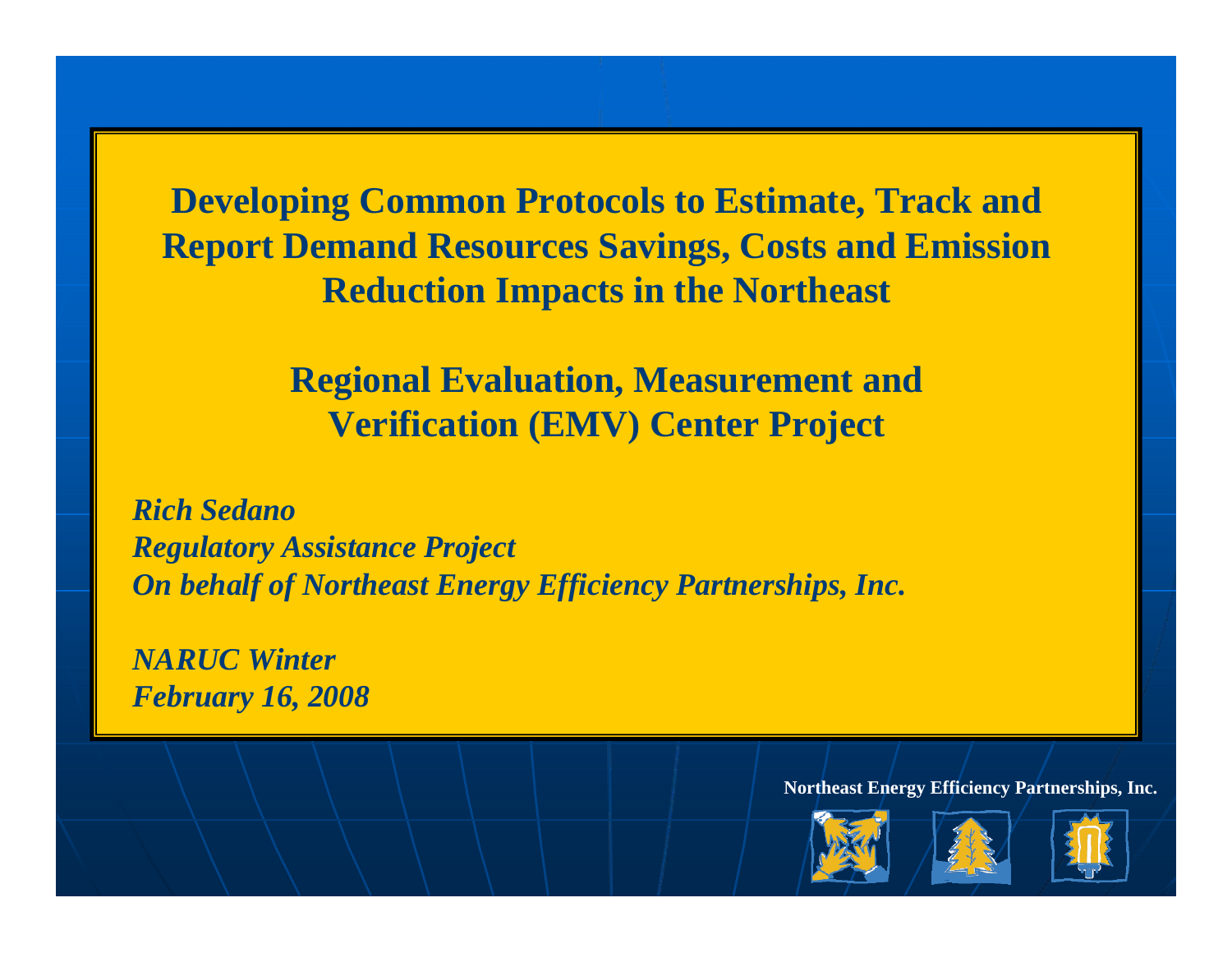# Developing Common Protocols to Estimate, Track and Report Demand Resources Savings, Costs and Emission Reduction Impacts in the Northeast

## Regional Evaluation, Measurement and Verification (EMV) Center Project

***Rich Sedano***
***Regulatory Assistance Project***
***On behalf of Northeast Energy Efficiency Partnerships, Inc.***

***NARUC Winter***
***February 16, 2008***

**Northeast Energy Efficiency Partnerships, Inc.**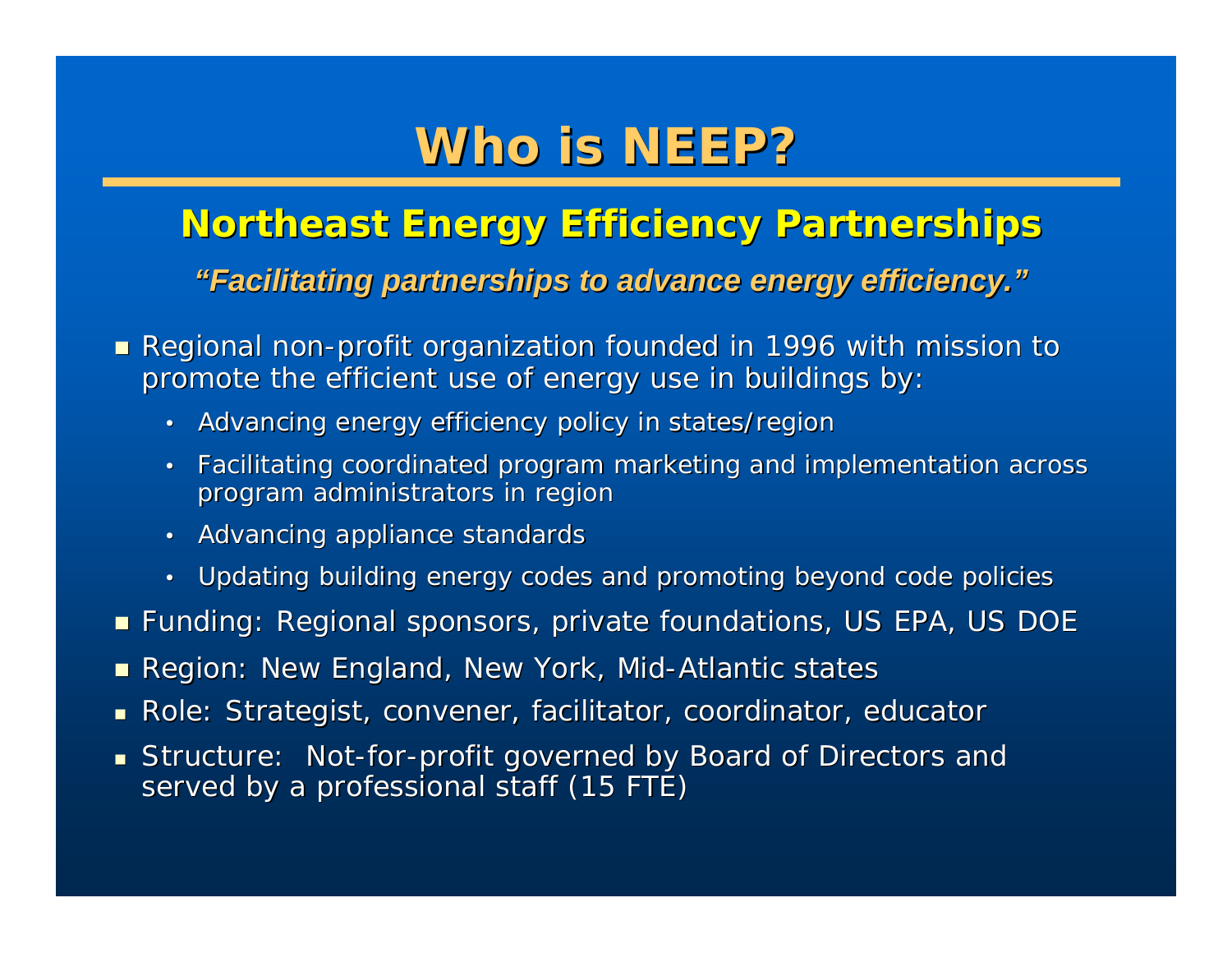# Who is NEEP?

## Northeast Energy Efficiency Partnerships

***"Facilitating partnerships to advance energy efficiency."***

- Regional non-profit organization founded in 1996 with mission to promote the efficient use of energy use in buildings by:
  - Advancing energy efficiency policy in states/region
  - Facilitating coordinated program marketing and implementation across program administrators in region
  - Advancing appliance standards
  - Updating building energy codes and promoting beyond code policies
- Funding: Regional sponsors, private foundations, US EPA, US DOE
- Region: New England, New York, Mid-Atlantic states
- Role: Strategist, convener, facilitator, coordinator, educator
- Structure: Not-for-profit governed by Board of Directors and served by a professional staff (15 FTE)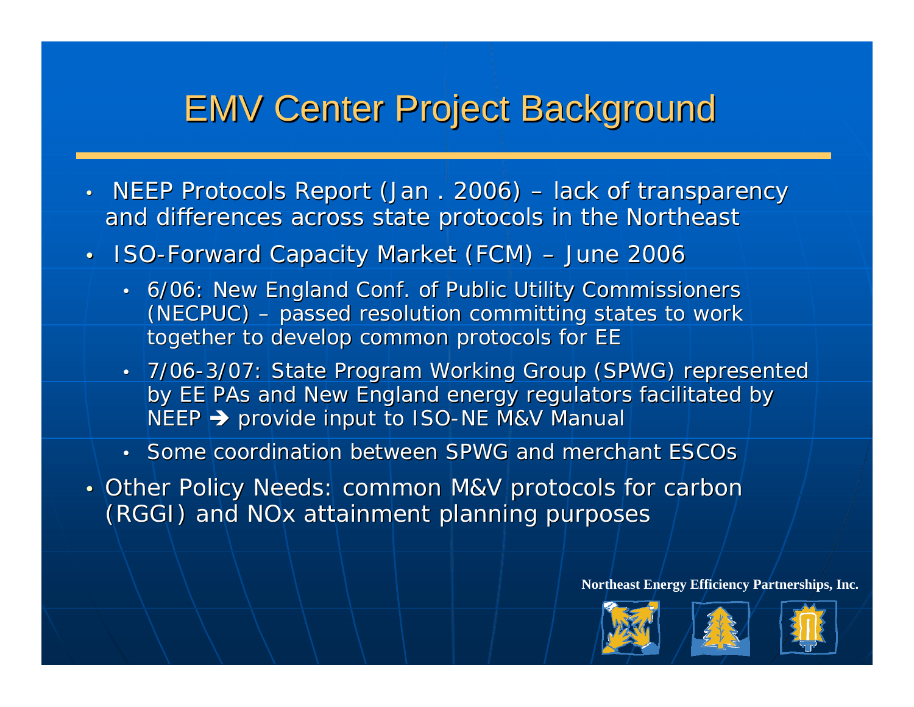# EMV Center Project Background

- NEEP Protocols Report (Jan . 2006) – lack of transparency and differences across state protocols in the Northeast
- ISO-Forward Capacity Market (FCM) – June 2006
  - 6/06: New England Conf. of Public Utility Commissioners (NECPUC) – passed resolution committing states to work together to develop common protocols for EE
  - 7/06-3/07: State Program Working Group (SPWG) represented by EE PAs and New England energy regulators facilitated by NEEP ➔ provide input to ISO-NE M&V Manual
  - Some coordination between SPWG and merchant ESCOs
- Other Policy Needs: common M&V protocols for carbon (RGGI) and NOx attainment planning purposes

**Northeast Energy Efficiency Partnerships, Inc.**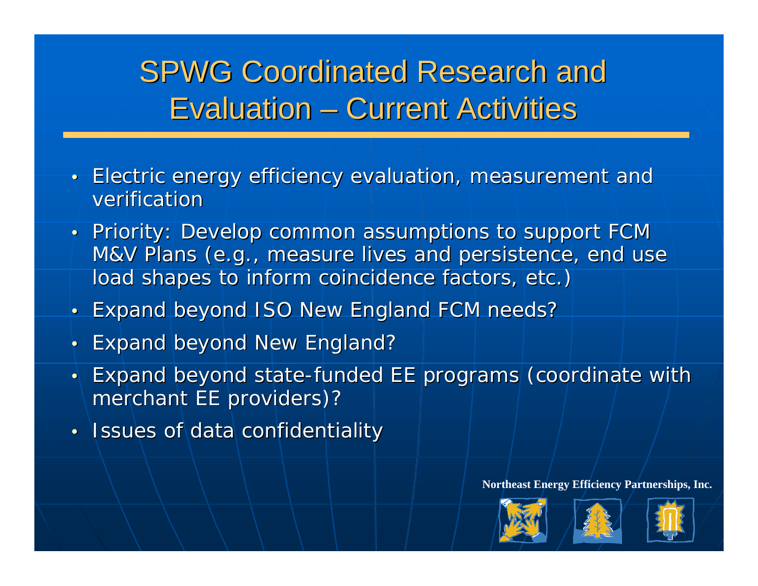# SPWG Coordinated Research and Evaluation – Current Activities

- Electric energy efficiency evaluation, measurement and verification
- Priority: Develop common assumptions to support FCM M&V Plans (e.g., measure lives and persistence, end use load shapes to inform coincidence factors, etc.)
- Expand beyond ISO New England FCM needs?
- Expand beyond New England?
- Expand beyond state-funded EE programs (coordinate with merchant EE providers)?
- Issues of data confidentiality

Northeast Energy Efficiency Partnerships, Inc.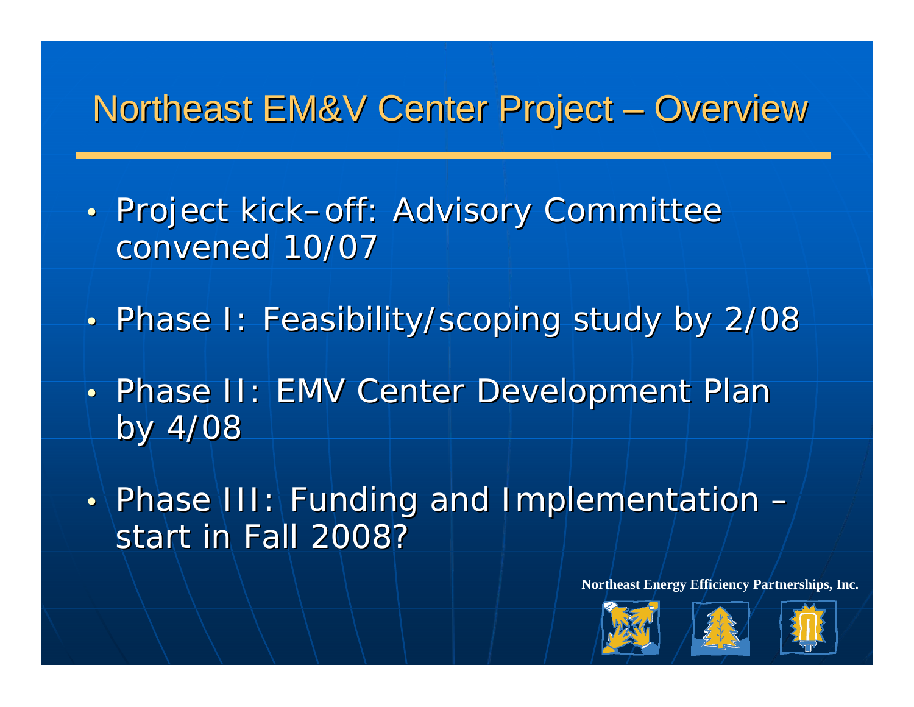# Northeast EM&V Center Project – Overview

- Project kick–off: Advisory Committee convened 10/07
- Phase I: Feasibility/scoping study by 2/08
- Phase II: EMV Center Development Plan by 4/08
- Phase III: Funding and Implementation – start in Fall 2008?

**Northeast Energy Efficiency Partnerships, Inc.**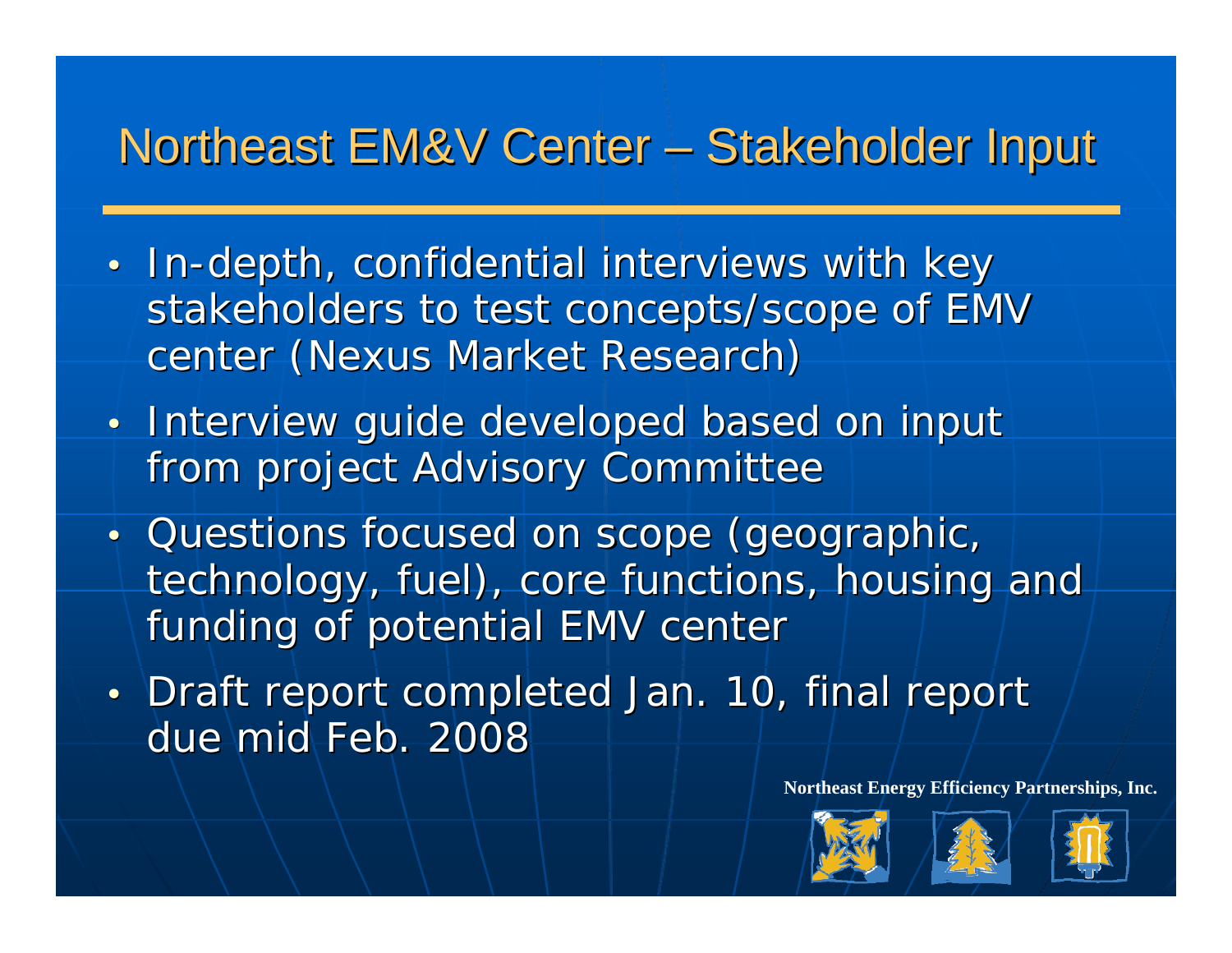# Northeast EM&V Center – Stakeholder Input

- In-depth, confidential interviews with key stakeholders to test concepts/scope of EMV center (Nexus Market Research)
- Interview guide developed based on input from project Advisory Committee
- Questions focused on scope (geographic, technology, fuel), core functions, housing and funding of potential EMV center
- Draft report completed Jan. 10, final report due mid Feb. 2008

**Northeast Energy Efficiency Partnerships, Inc.**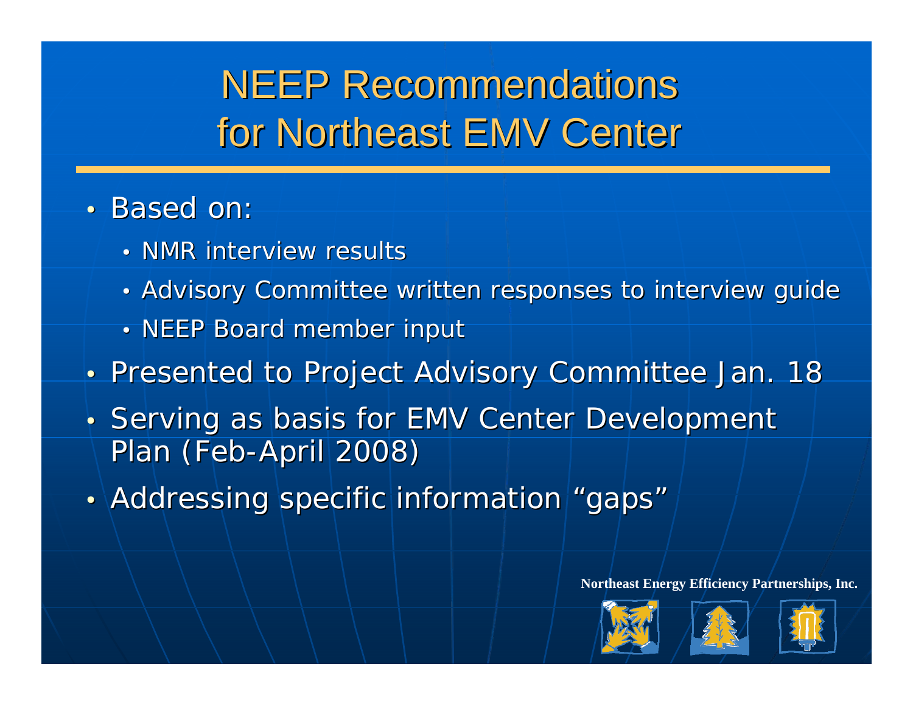# NEEP Recommendations for Northeast EMV Center

- Based on:
  - NMR interview results
  - Advisory Committee written responses to interview guide
  - NEEP Board member input
- Presented to Project Advisory Committee Jan. 18
- Serving as basis for EMV Center Development Plan (Feb-April 2008)
- Addressing specific information "gaps"

**Northeast Energy Efficiency Partnerships, Inc.**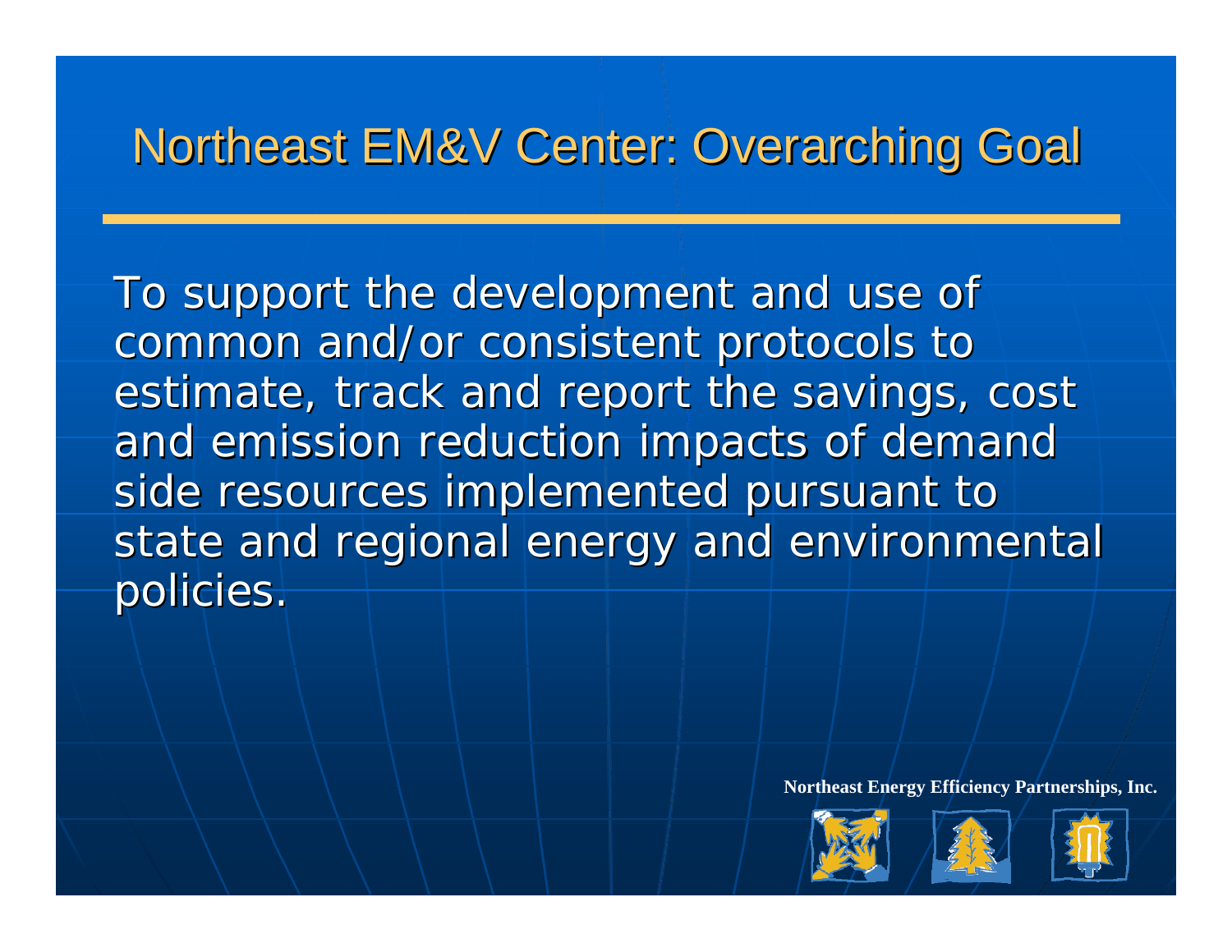# Northeast EM&V Center: Overarching Goal

To support the development and use of common and/or consistent protocols to estimate, track and report the savings, cost and emission reduction impacts of demand side resources implemented pursuant to state and regional energy and environmental policies.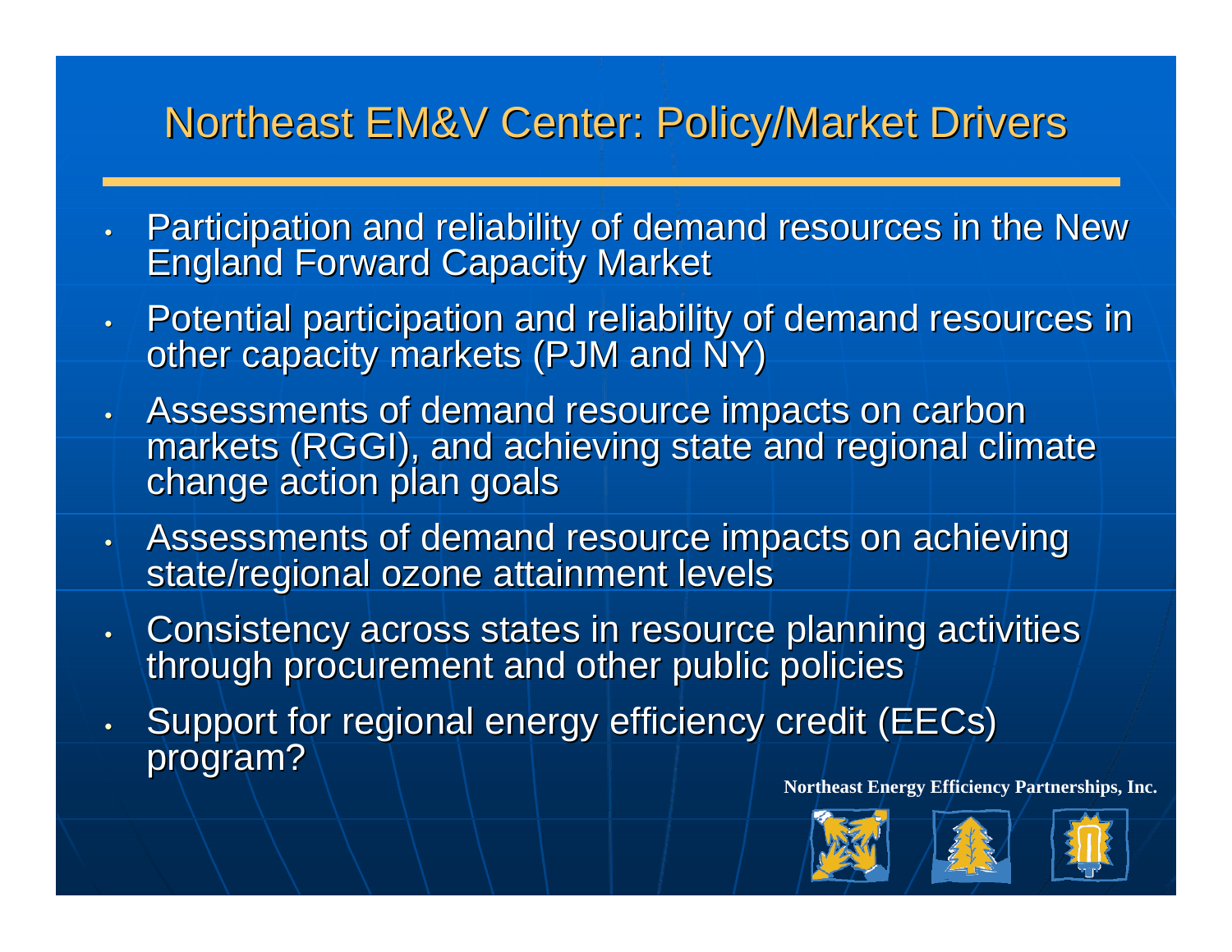# Northeast EM&V Center: Policy/Market Drivers

- Participation and reliability of demand resources in the New England Forward Capacity Market
- Potential participation and reliability of demand resources in other capacity markets (PJM and NY)
- Assessments of demand resource impacts on carbon markets (RGGI), and achieving state and regional climate change action plan goals
- Assessments of demand resource impacts on achieving state/regional ozone attainment levels
- Consistency across states in resource planning activities through procurement and other public policies
- Support for regional energy efficiency credit (EECs) program?

**Northeast Energy Efficiency Partnerships, Inc.**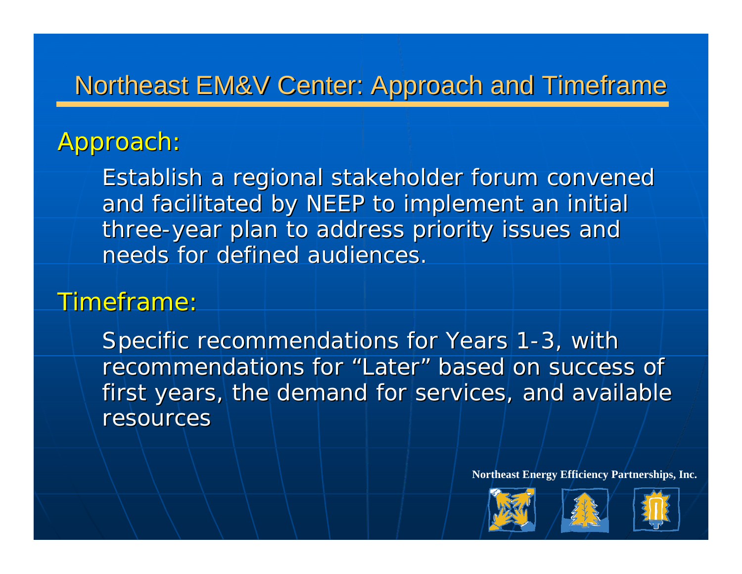# Northeast EM&V Center: Approach and Timeframe

## Approach:

Establish a regional stakeholder forum convened and facilitated by NEEP to implement an initial three-year plan to address priority issues and needs for defined audiences.

## Timeframe:

Specific recommendations for Years 1-3, with recommendations for "Later" based on success of first years, the demand for services, and available resources

**Northeast Energy Efficiency Partnerships, Inc.**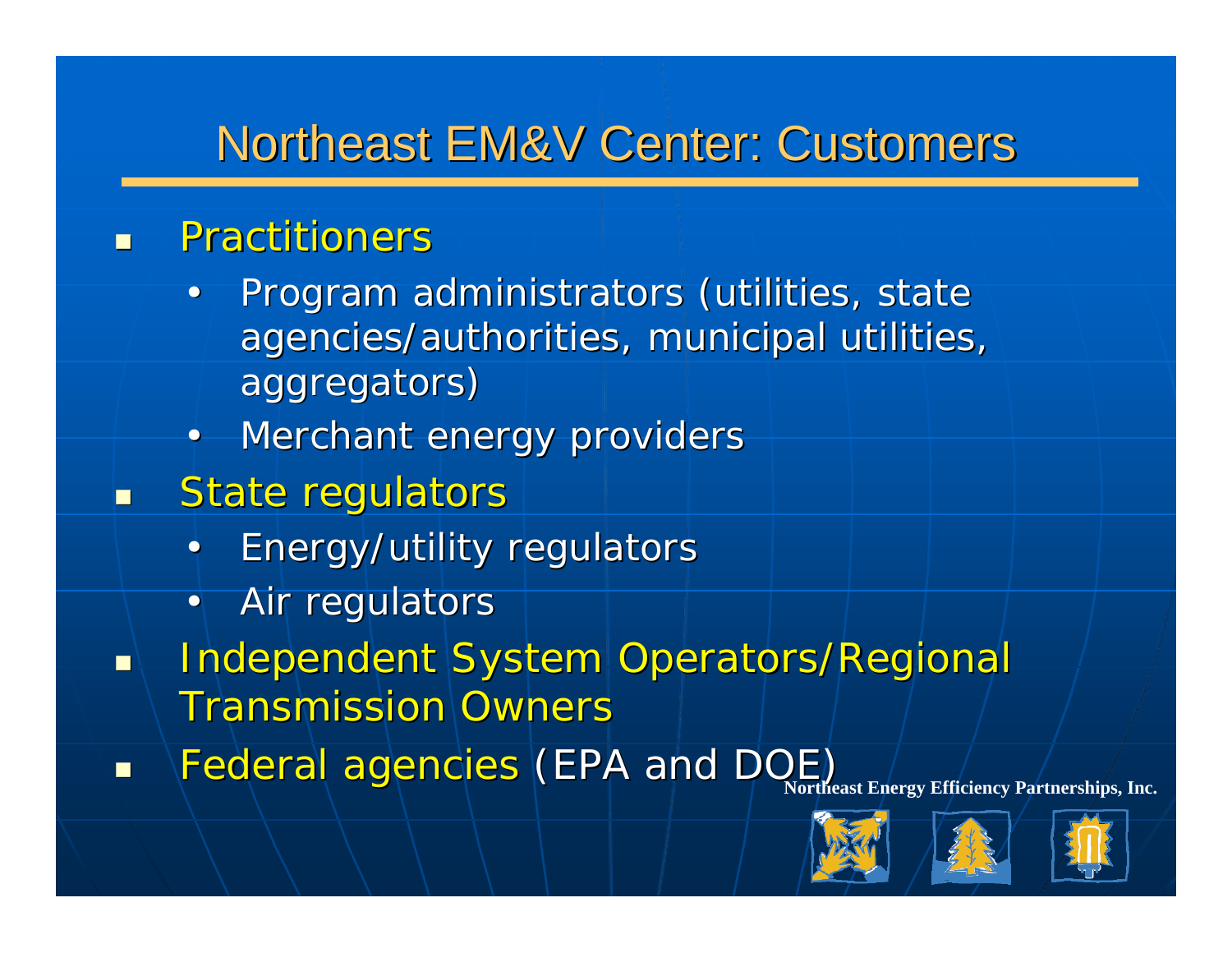# Northeast EM&V Center: Customers

- Practitioners
  - Program administrators (utilities, state agencies/authorities, municipal utilities, aggregators)
  - Merchant energy providers
- State regulators
  - Energy/utility regulators
  - Air regulators
- Independent System Operators/Regional Transmission Owners
- Federal agencies (EPA and DOE)

**Northeast Energy Efficiency Partnerships, Inc.**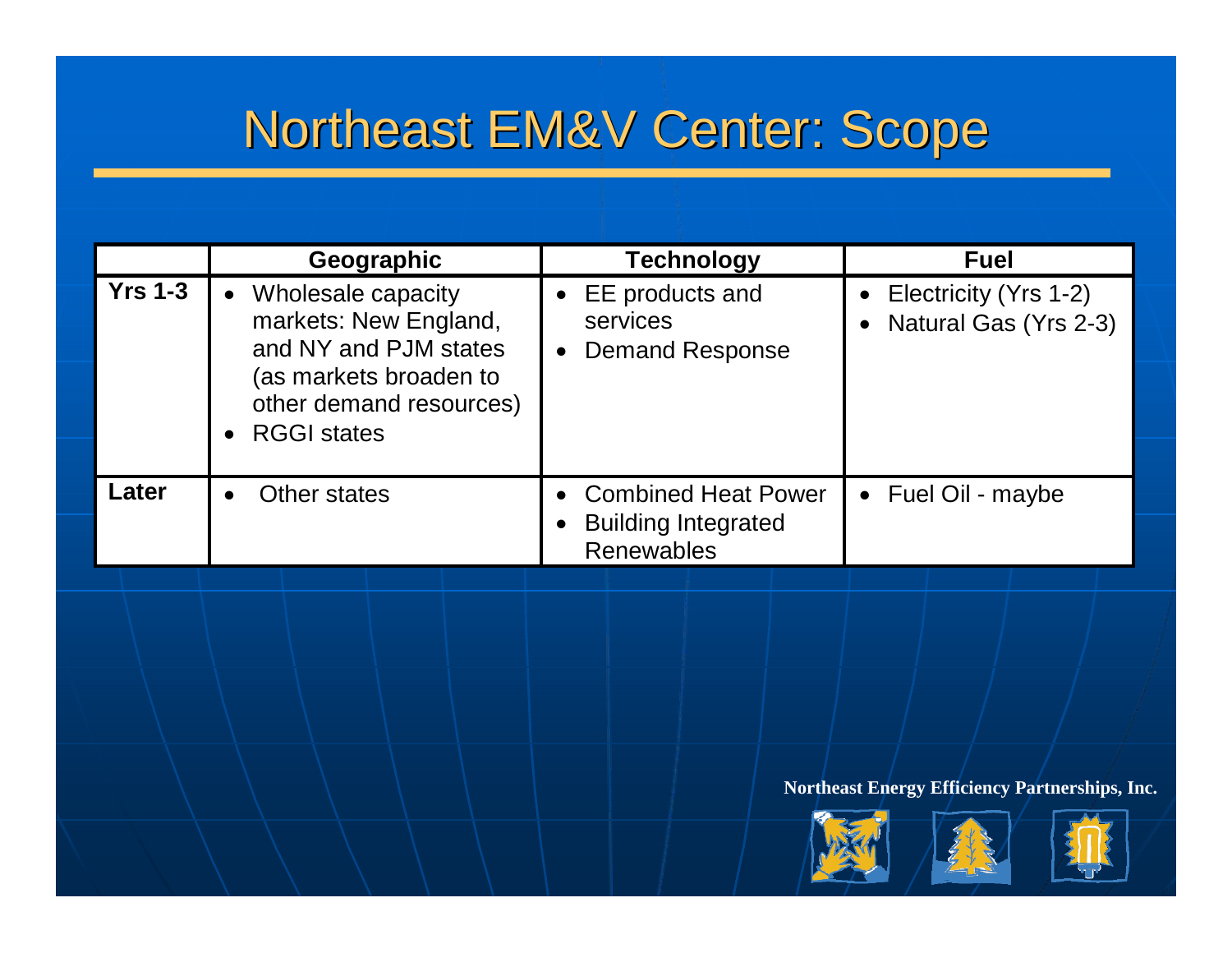# Northeast EM&V Center: Scope

| | Geographic | Technology | Fuel |
|---|---|---|---|
| **Yrs 1-3** | • Wholesale capacity markets: New England, and NY and PJM states (as markets broaden to other demand resources)<br>• RGGI states | • EE products and services<br>• Demand Response | • Electricity (Yrs 1-2)<br>• Natural Gas (Yrs 2-3) |
| **Later** | • Other states | • Combined Heat Power<br>• Building Integrated Renewables | • Fuel Oil - maybe |

**Northeast Energy Efficiency Partnerships, Inc.**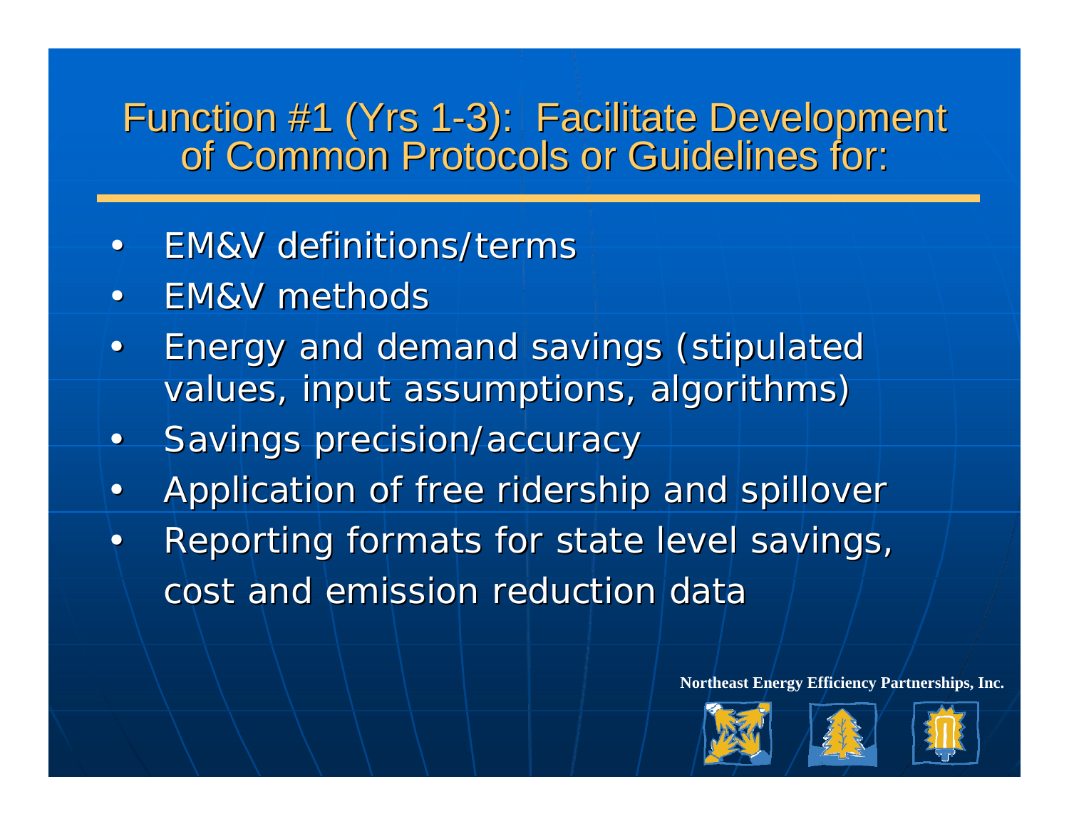# Function #1 (Yrs 1-3): Facilitate Development of Common Protocols or Guidelines for:

- EM&V definitions/terms
- EM&V methods
- Energy and demand savings (stipulated values, input assumptions, algorithms)
- Savings precision/accuracy
- Application of free ridership and spillover
- Reporting formats for state level savings, cost and emission reduction data

**Northeast Energy Efficiency Partnerships, Inc.**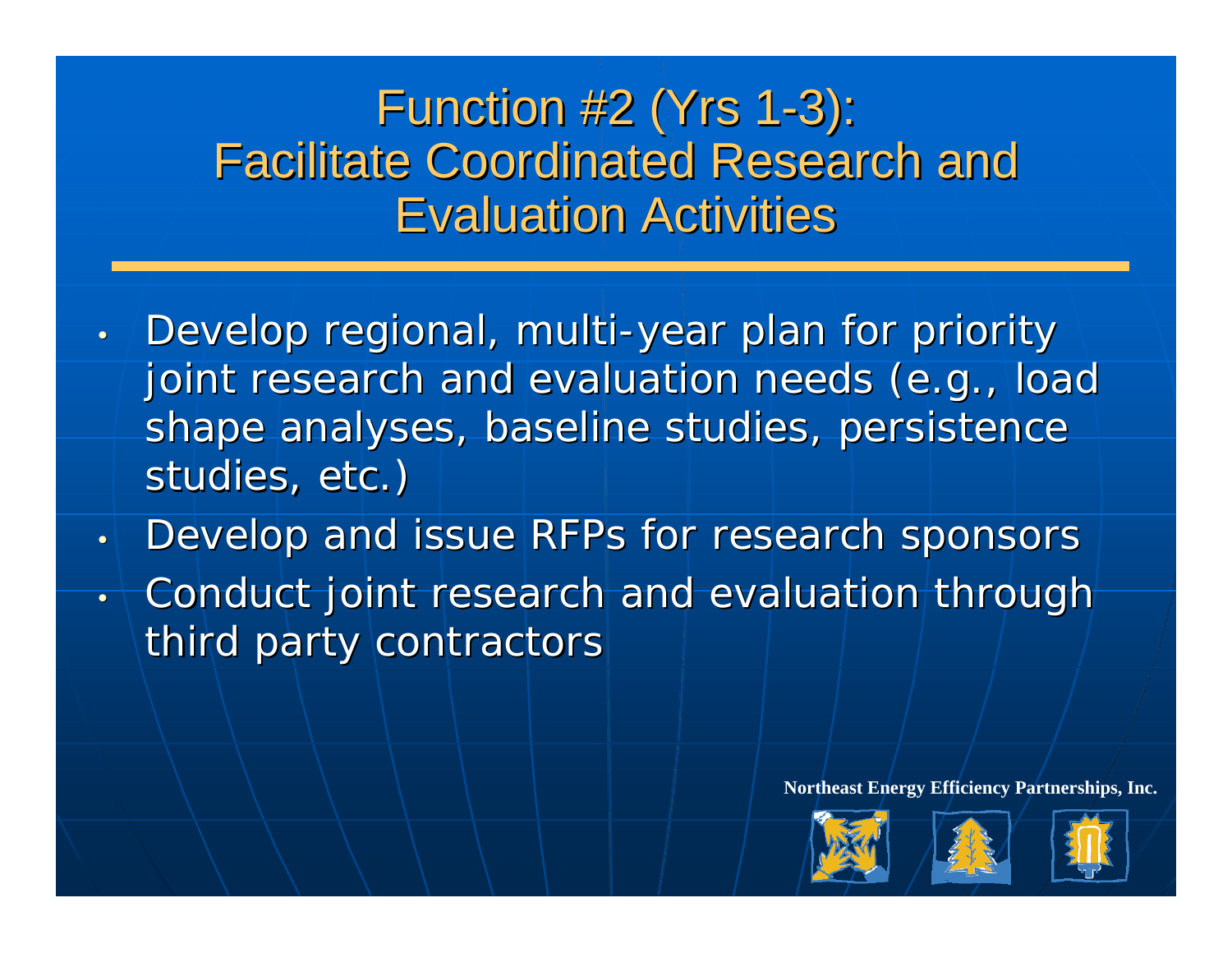# Function #2 (Yrs 1-3): Facilitate Coordinated Research and Evaluation Activities

- Develop regional, multi-year plan for priority joint research and evaluation needs (e.g., load shape analyses, baseline studies, persistence studies, etc.)
- Develop and issue RFPs for research sponsors
- Conduct joint research and evaluation through third party contractors

**Northeast Energy Efficiency Partnerships, Inc.**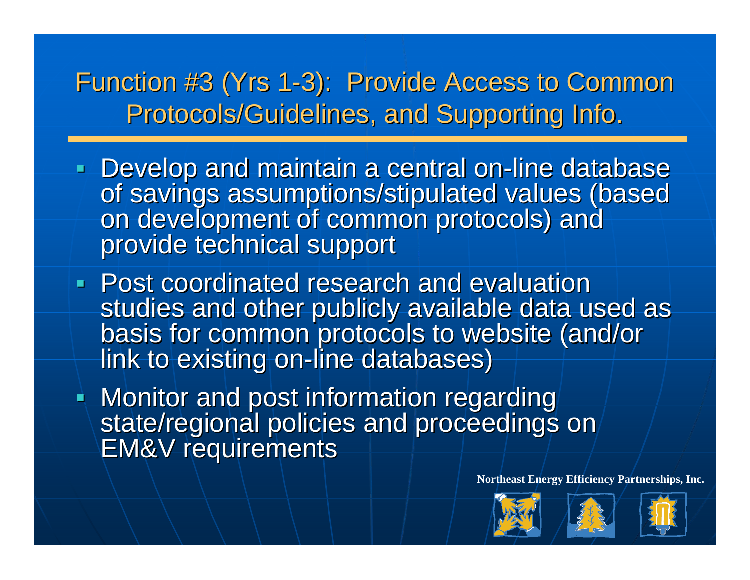# Function #3 (Yrs 1-3): Provide Access to Common Protocols/Guidelines, and Supporting Info.

- Develop and maintain a central on-line database of savings assumptions/stipulated values (based on development of common protocols) and provide technical support
- Post coordinated research and evaluation studies and other publicly available data used as basis for common protocols to website (and/or link to existing on-line databases)
- Monitor and post information regarding state/regional policies and proceedings on EM&V requirements

**Northeast Energy Efficiency Partnerships, Inc.**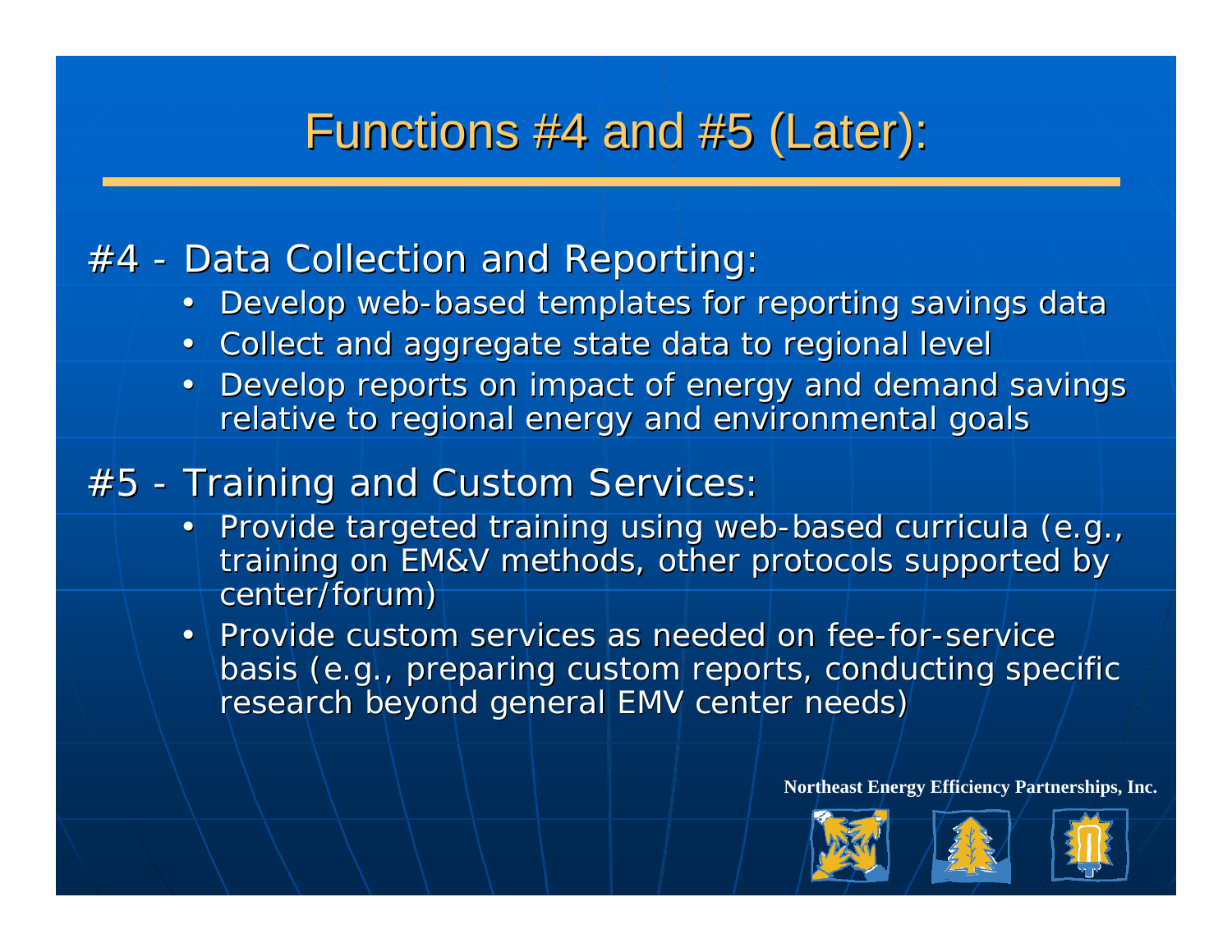# Functions #4 and #5 (Later):

#4 - Data Collection and Reporting:

- Develop web-based templates for reporting savings data
- Collect and aggregate state data to regional level
- Develop reports on impact of energy and demand savings relative to regional energy and environmental goals

#5 - Training and Custom Services:

- Provide targeted training using web-based curricula (e.g., training on EM&V methods, other protocols supported by center/forum)
- Provide custom services as needed on fee-for-service basis (e.g., preparing custom reports, conducting specific research beyond general EMV center needs)

**Northeast Energy Efficiency Partnerships, Inc.**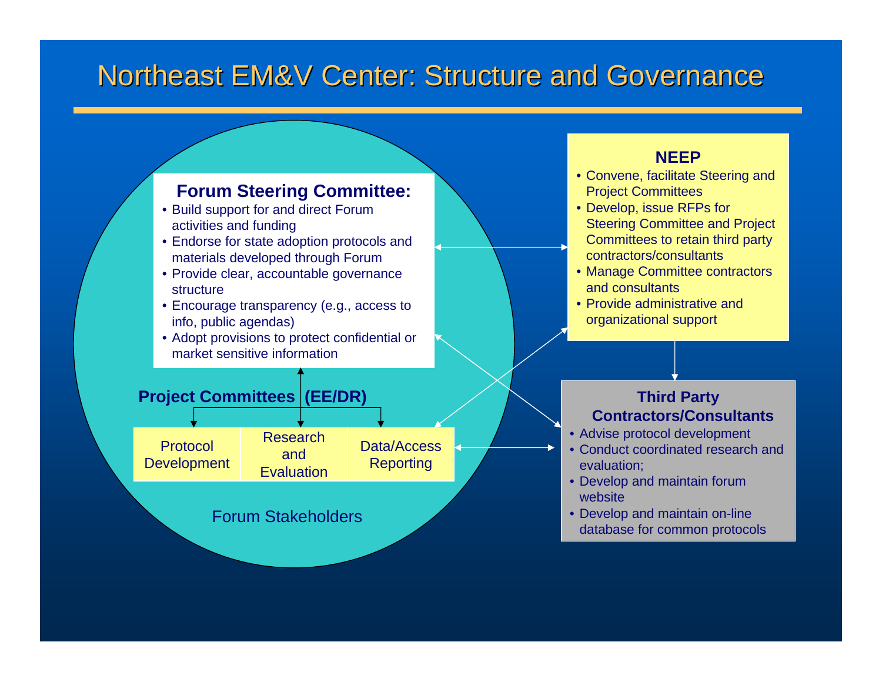# Northeast EM&V Center: Structure and Governance

**Forum Steering Committee:**

- Build support for and direct Forum activities and funding
- Endorse for state adoption protocols and materials developed through Forum
- Provide clear, accountable governance structure
- Encourage transparency (e.g., access to info, public agendas)
- Adopt provisions to protect confidential or market sensitive information

**Project Committees (EE/DR)**

| Protocol Development | Research and Evaluation | Data/Access Reporting |
|---|---|---|

Forum Stakeholders

**NEEP**

- Convene, facilitate Steering and Project Committees
- Develop, issue RFPs for Steering Committee and Project Committees to retain third party contractors/consultants
- Manage Committee contractors and consultants
- Provide administrative and organizational support

**Third Party Contractors/Consultants**

- Advise protocol development
- Conduct coordinated research and evaluation;
- Develop and maintain forum website
- Develop and maintain on-line database for common protocols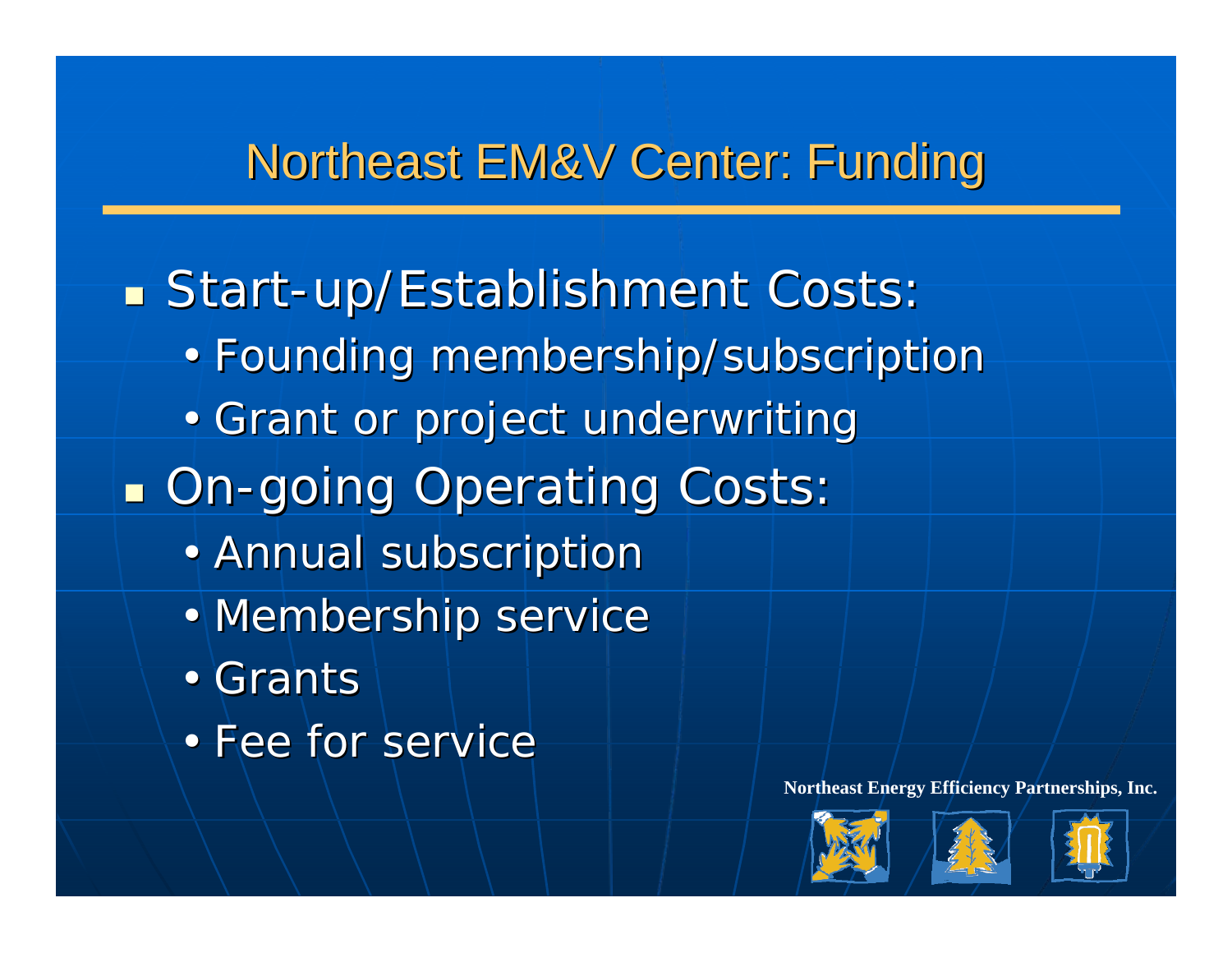# Northeast EM&V Center: Funding

- Start-up/Establishment Costs:
  - Founding membership/subscription
  - Grant or project underwriting
- On-going Operating Costs:
  - Annual subscription
  - Membership service
  - Grants
  - Fee for service

Northeast Energy Efficiency Partnerships, Inc.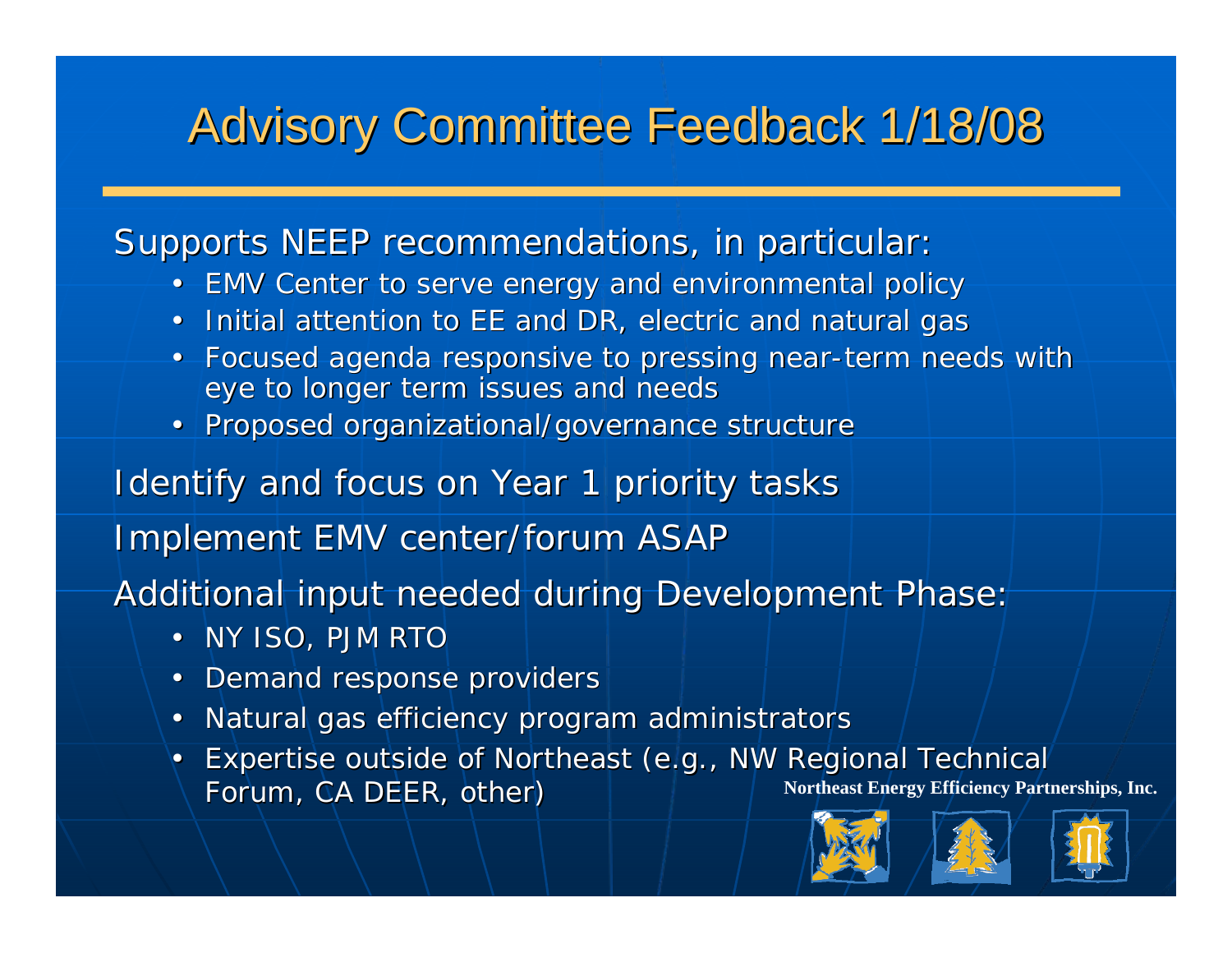# Advisory Committee Feedback 1/18/08

Supports NEEP recommendations, in particular:

- EMV Center to serve energy and environmental policy
- Initial attention to EE and DR, electric and natural gas
- Focused agenda responsive to pressing near-term needs with eye to longer term issues and needs
- Proposed organizational/governance structure

Identify and focus on Year 1 priority tasks

Implement EMV center/forum ASAP

Additional input needed during Development Phase:

- NY ISO, PJM RTO
- Demand response providers
- Natural gas efficiency program administrators
- Expertise outside of Northeast (e.g., NW Regional Technical Forum, CA DEER, other)

**Northeast Energy Efficiency Partnerships, Inc.**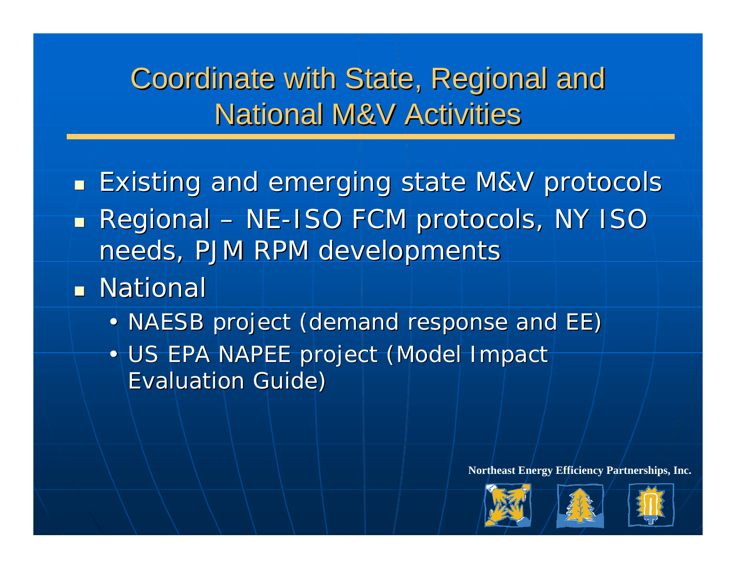# Coordinate with State, Regional and National M&V Activities

- Existing and emerging state M&V protocols
- Regional – NE-ISO FCM protocols, NY ISO needs, PJM RPM developments
- National
  - NAESB project (demand response and EE)
  - US EPA NAPEE project (Model Impact Evaluation Guide)

Northeast Energy Efficiency Partnerships, Inc.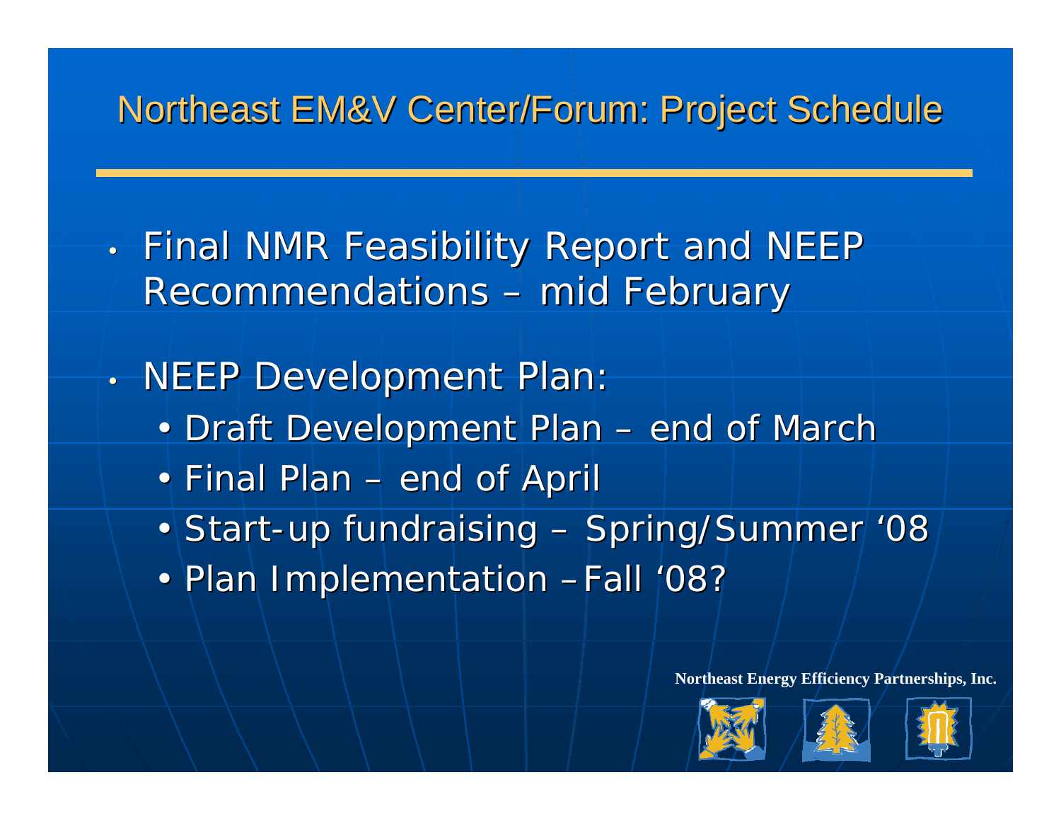# Northeast EM&V Center/Forum: Project Schedule

- Final NMR Feasibility Report and NEEP Recommendations – mid February
- NEEP Development Plan:
  - Draft Development Plan – end of March
  - Final Plan – end of April
  - Start-up fundraising – Spring/Summer '08
  - Plan Implementation – Fall '08?

**Northeast Energy Efficiency Partnerships, Inc.**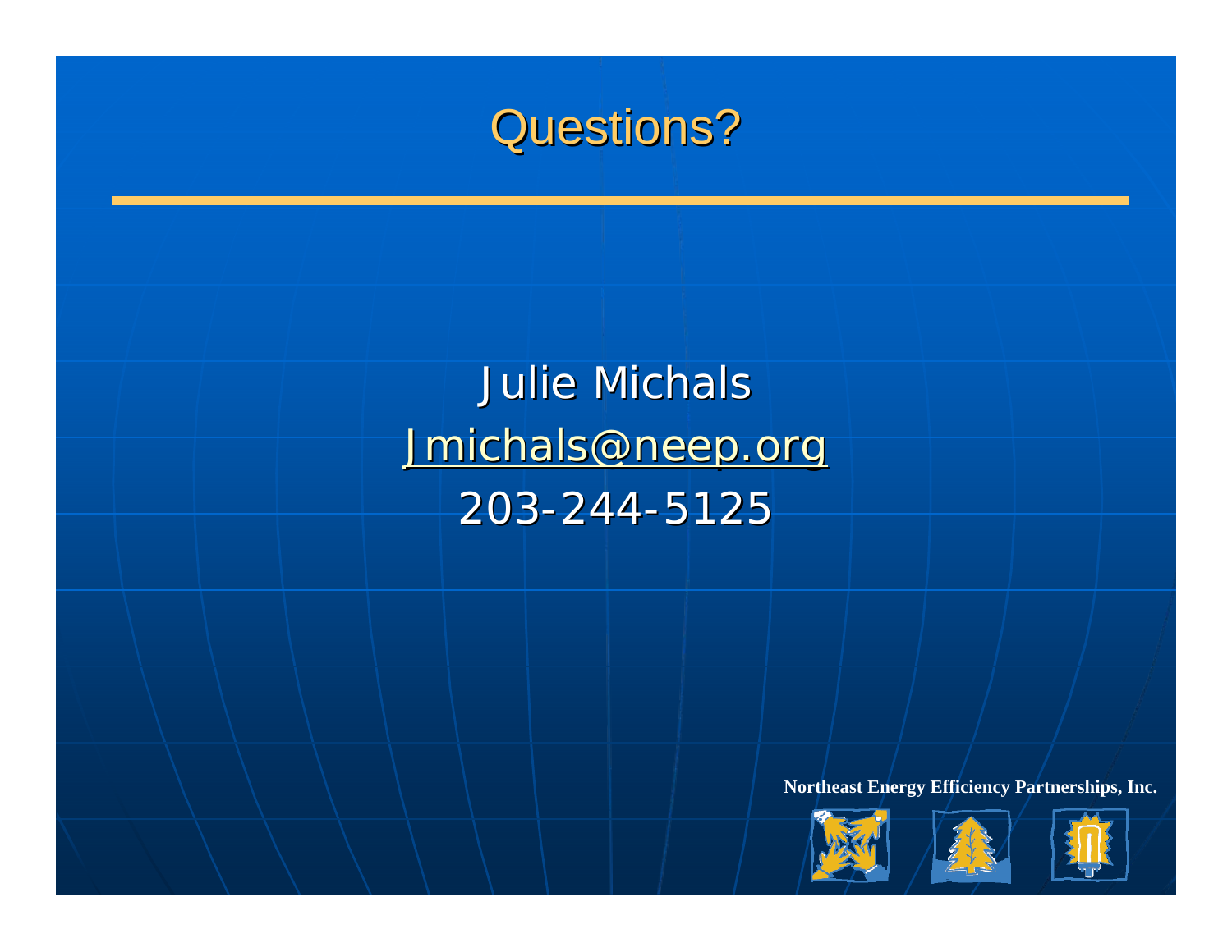# Questions?

Julie Michals

Jmichals@neep.org

203-244-5125

**Northeast Energy Efficiency Partnerships, Inc.**